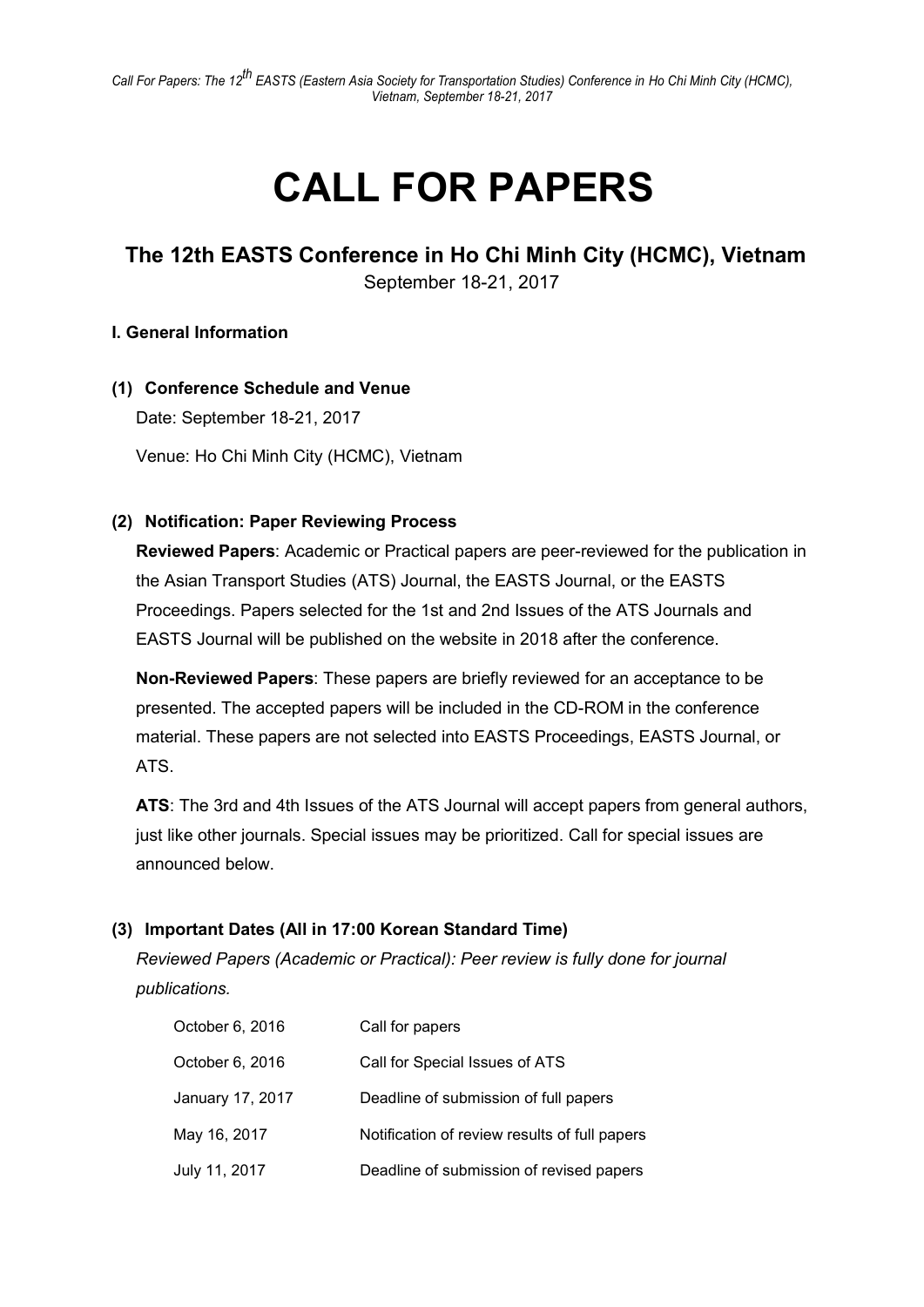# CALL FOR PAPERS

## The 12th EASTS Conference in Ho Chi Minh City (HCMC), Vietnam

September 18-21, 2017

### I. General Information

#### (1) Conference Schedule and Venue

Date: September 18-21, 2017

Venue: Ho Chi Minh City (HCMC), Vietnam

#### (2) Notification: Paper Reviewing Process

**Reviewed Papers**: Academic or Practical papers are peer-reviewed for the publication in the Asian Transport Studies (ATS) Journal, the EASTS Journal, or the EASTS Proceedings. Papers selected for the 1st and 2nd Issues of the ATS Journals and EASTS Journal will be published on the website in 2018 after the conference.

**Non-Reviewed Papers**: These papers are briefly reviewed for an acceptance to be presented. The accepted papers will be included in the CD-ROM in the conference material. These papers are not selected into EASTS Proceedings, EASTS Journal, or ATS.

**ATS**: The 3rd and 4th Issues of the ATS Journal will accept papers from general authors, just like other journals. Special issues may be prioritized. Call for special issues are announced below.

#### (3) Important Dates (All in 17:00 Korean Standard Time)

*Reviewed Papers (Academic or Practical): Peer review is fully done for journal publications.*

| | |
|---|---|
| October 6, 2016 | Call for papers |
| October 6, 2016 | Call for Special Issues of ATS |
| January 17, 2017 | Deadline of submission of full papers |
| May 16, 2017 | Notification of review results of full papers |
| July 11, 2017 | Deadline of submission of revised papers |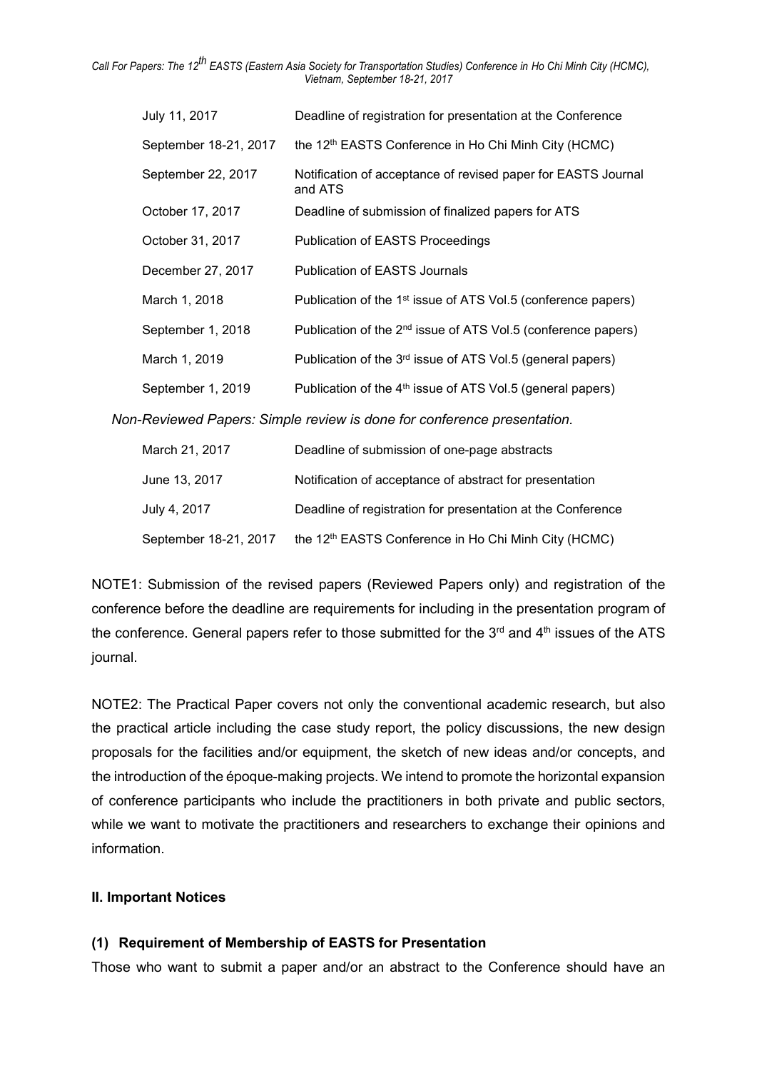| | |
|---|---|
| July 11, 2017 | Deadline of registration for presentation at the Conference |
| September 18-21, 2017 | the 12th EASTS Conference in Ho Chi Minh City (HCMC) |
| September 22, 2017 | Notification of acceptance of revised paper for EASTS Journal and ATS |
| October 17, 2017 | Deadline of submission of finalized papers for ATS |
| October 31, 2017 | Publication of EASTS Proceedings |
| December 27, 2017 | Publication of EASTS Journals |
| March 1, 2018 | Publication of the 1st issue of ATS Vol.5 (conference papers) |
| September 1, 2018 | Publication of the 2nd issue of ATS Vol.5 (conference papers) |
| March 1, 2019 | Publication of the 3rd issue of ATS Vol.5 (general papers) |
| September 1, 2019 | Publication of the 4th issue of ATS Vol.5 (general papers) |

*Non-Reviewed Papers: Simple review is done for conference presentation.*

| | |
|---|---|
| March 21, 2017 | Deadline of submission of one-page abstracts |
| June 13, 2017 | Notification of acceptance of abstract for presentation |
| July 4, 2017 | Deadline of registration for presentation at the Conference |
| September 18-21, 2017 | the 12th EASTS Conference in Ho Chi Minh City (HCMC) |

NOTE1: Submission of the revised papers (Reviewed Papers only) and registration of the conference before the deadline are requirements for including in the presentation program of the conference. General papers refer to those submitted for the 3rd and 4th issues of the ATS journal.

NOTE2: The Practical Paper covers not only the conventional academic research, but also the practical article including the case study report, the policy discussions, the new design proposals for the facilities and/or equipment, the sketch of new ideas and/or concepts, and the introduction of the époque-making projects. We intend to promote the horizontal expansion of conference participants who include the practitioners in both private and public sectors, while we want to motivate the practitioners and researchers to exchange their opinions and information.

## II. Important Notices

### (1) Requirement of Membership of EASTS for Presentation

Those who want to submit a paper and/or an abstract to the Conference should have an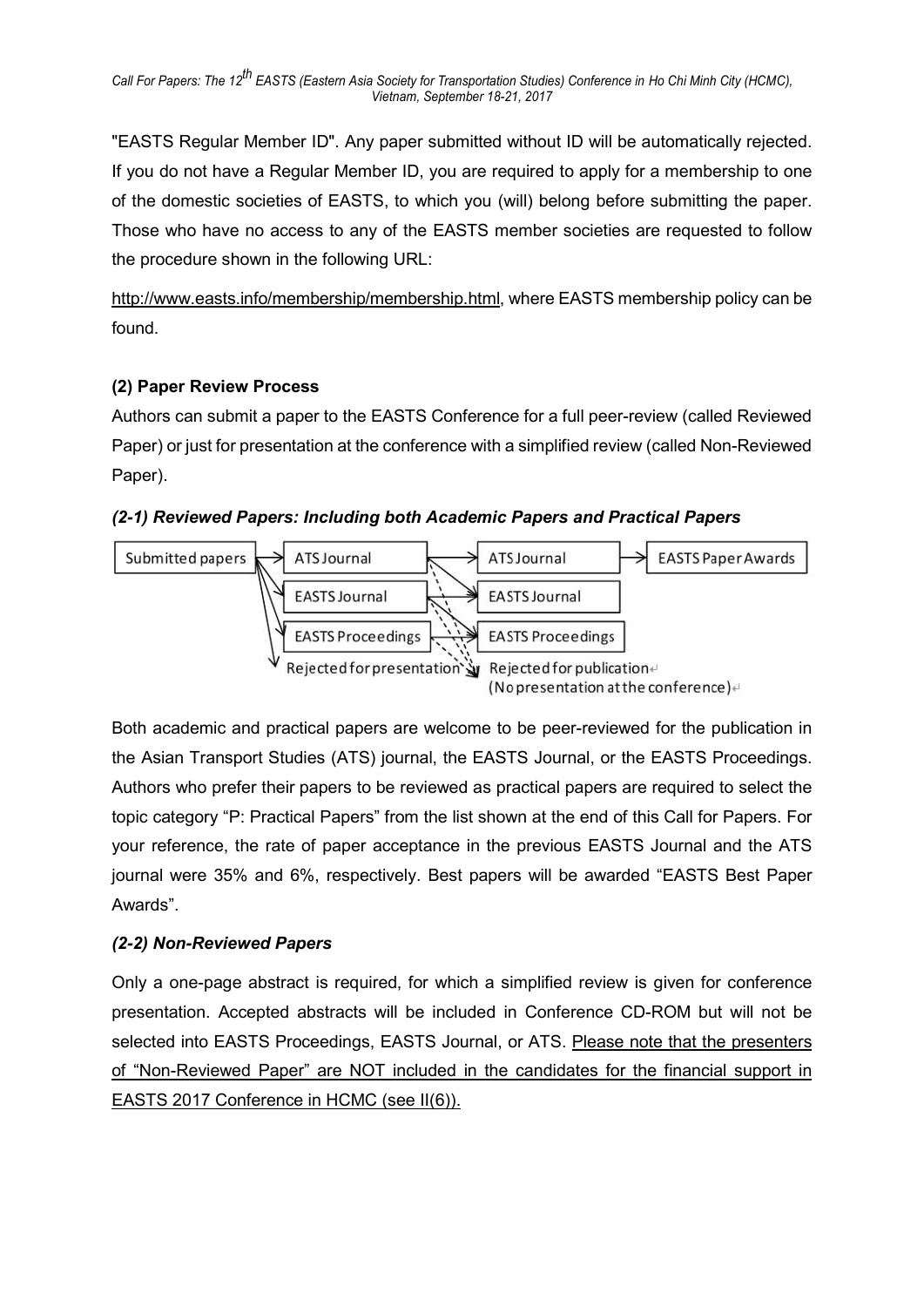"EASTS Regular Member ID". Any paper submitted without ID will be automatically rejected. If you do not have a Regular Member ID, you are required to apply for a membership to one of the domestic societies of EASTS, to which you (will) belong before submitting the paper. Those who have no access to any of the EASTS member societies are requested to follow the procedure shown in the following URL:

http://www.easts.info/membership/membership.html, where EASTS membership policy can be found.

**(2) Paper Review Process**

Authors can submit a paper to the EASTS Conference for a full peer-review (called Reviewed Paper) or just for presentation at the conference with a simplified review (called Non-Reviewed Paper).

***(2-1) Reviewed Papers: Including both Academic Papers and Practical Papers***

Submitted papers → ATS Journal → ATS Journal → EASTS Paper Awards

EASTS Journal → EASTS Journal

EASTS Proceedings → EASTS Proceedings

Rejected for presentation / Rejected for publication (No presentation at the conference)

Both academic and practical papers are welcome to be peer-reviewed for the publication in the Asian Transport Studies (ATS) journal, the EASTS Journal, or the EASTS Proceedings. Authors who prefer their papers to be reviewed as practical papers are required to select the topic category "P: Practical Papers" from the list shown at the end of this Call for Papers. For your reference, the rate of paper acceptance in the previous EASTS Journal and the ATS journal were 35% and 6%, respectively. Best papers will be awarded "EASTS Best Paper Awards".

***(2-2) Non-Reviewed Papers***

Only a one-page abstract is required, for which a simplified review is given for conference presentation. Accepted abstracts will be included in Conference CD-ROM but will not be selected into EASTS Proceedings, EASTS Journal, or ATS. Please note that the presenters of "Non-Reviewed Paper" are NOT included in the candidates for the financial support in EASTS 2017 Conference in HCMC (see II(6)).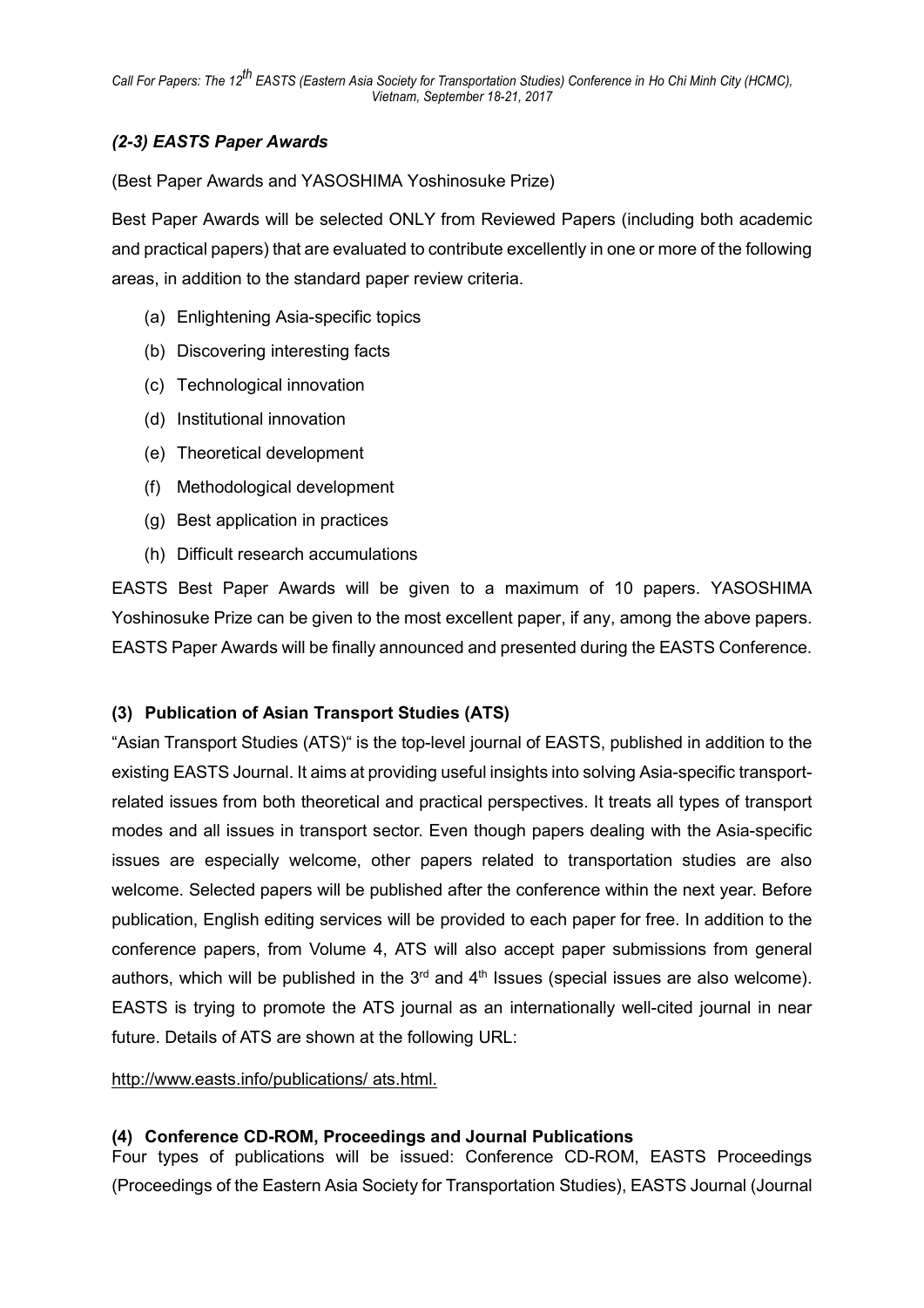### *(2-3) EASTS Paper Awards*

(Best Paper Awards and YASOSHIMA Yoshinosuke Prize)

Best Paper Awards will be selected ONLY from Reviewed Papers (including both academic and practical papers) that are evaluated to contribute excellently in one or more of the following areas, in addition to the standard paper review criteria.

(a) Enlightening Asia-specific topics

(b) Discovering interesting facts

(c) Technological innovation

(d) Institutional innovation

(e) Theoretical development

(f) Methodological development

(g) Best application in practices

(h) Difficult research accumulations

EASTS Best Paper Awards will be given to a maximum of 10 papers. YASOSHIMA Yoshinosuke Prize can be given to the most excellent paper, if any, among the above papers. EASTS Paper Awards will be finally announced and presented during the EASTS Conference.

### (3) Publication of Asian Transport Studies (ATS)

"Asian Transport Studies (ATS)" is the top-level journal of EASTS, published in addition to the existing EASTS Journal. It aims at providing useful insights into solving Asia-specific transport-related issues from both theoretical and practical perspectives. It treats all types of transport modes and all issues in transport sector. Even though papers dealing with the Asia-specific issues are especially welcome, other papers related to transportation studies are also welcome. Selected papers will be published after the conference within the next year. Before publication, English editing services will be provided to each paper for free. In addition to the conference papers, from Volume 4, ATS will also accept paper submissions from general authors, which will be published in the 3rd and 4th Issues (special issues are also welcome). EASTS is trying to promote the ATS journal as an internationally well-cited journal in near future. Details of ATS are shown at the following URL:

http://www.easts.info/publications/ ats.html.

### (4) Conference CD-ROM, Proceedings and Journal Publications

Four types of publications will be issued: Conference CD-ROM, EASTS Proceedings (Proceedings of the Eastern Asia Society for Transportation Studies), EASTS Journal (Journal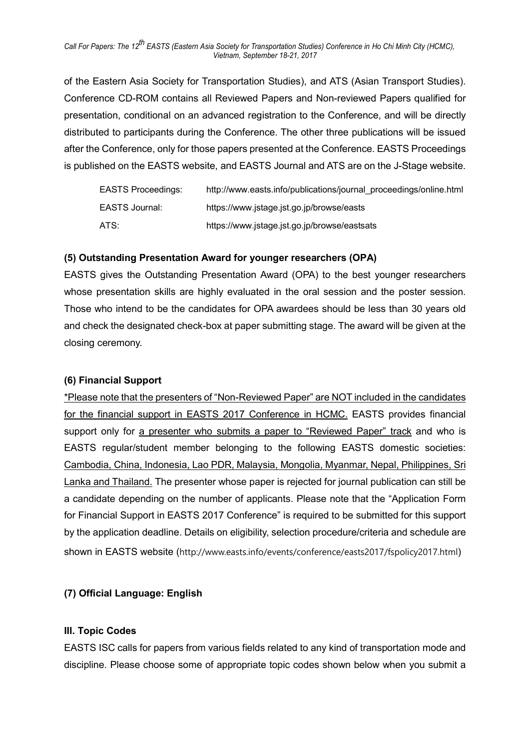of the Eastern Asia Society for Transportation Studies), and ATS (Asian Transport Studies). Conference CD-ROM contains all Reviewed Papers and Non-reviewed Papers qualified for presentation, conditional on an advanced registration to the Conference, and will be directly distributed to participants during the Conference. The other three publications will be issued after the Conference, only for those papers presented at the Conference. EASTS Proceedings is published on the EASTS website, and EASTS Journal and ATS are on the J-Stage website.

| | |
|---|---|
| EASTS Proceedings: | http://www.easts.info/publications/journal_proceedings/online.html |
| EASTS Journal: | https://www.jstage.jst.go.jp/browse/easts |
| ATS: | https://www.jstage.jst.go.jp/browse/eastsats |

**(5) Outstanding Presentation Award for younger researchers (OPA)**

EASTS gives the Outstanding Presentation Award (OPA) to the best younger researchers whose presentation skills are highly evaluated in the oral session and the poster session. Those who intend to be the candidates for OPA awardees should be less than 30 years old and check the designated check-box at paper submitting stage. The award will be given at the closing ceremony.

**(6) Financial Support**

<u>*Please note that the presenters of “Non-Reviewed Paper” are NOT included in the candidates for the financial support in EASTS 2017 Conference in HCMC.</u> EASTS provides financial support only for <u>a presenter who submits a paper to “Reviewed Paper” track</u> and who is EASTS regular/student member belonging to the following EASTS domestic societies: <u>Cambodia, China, Indonesia, Lao PDR, Malaysia, Mongolia, Myanmar, Nepal, Philippines, Sri Lanka and Thailand.</u> The presenter whose paper is rejected for journal publication can still be a candidate depending on the number of applicants. Please note that the “Application Form for Financial Support in EASTS 2017 Conference” is required to be submitted for this support by the application deadline. Details on eligibility, selection procedure/criteria and schedule are shown in EASTS website (http://www.easts.info/events/conference/easts2017/fspolicy2017.html)

**(7) Official Language: English**

**III. Topic Codes**

EASTS ISC calls for papers from various fields related to any kind of transportation mode and discipline. Please choose some of appropriate topic codes shown below when you submit a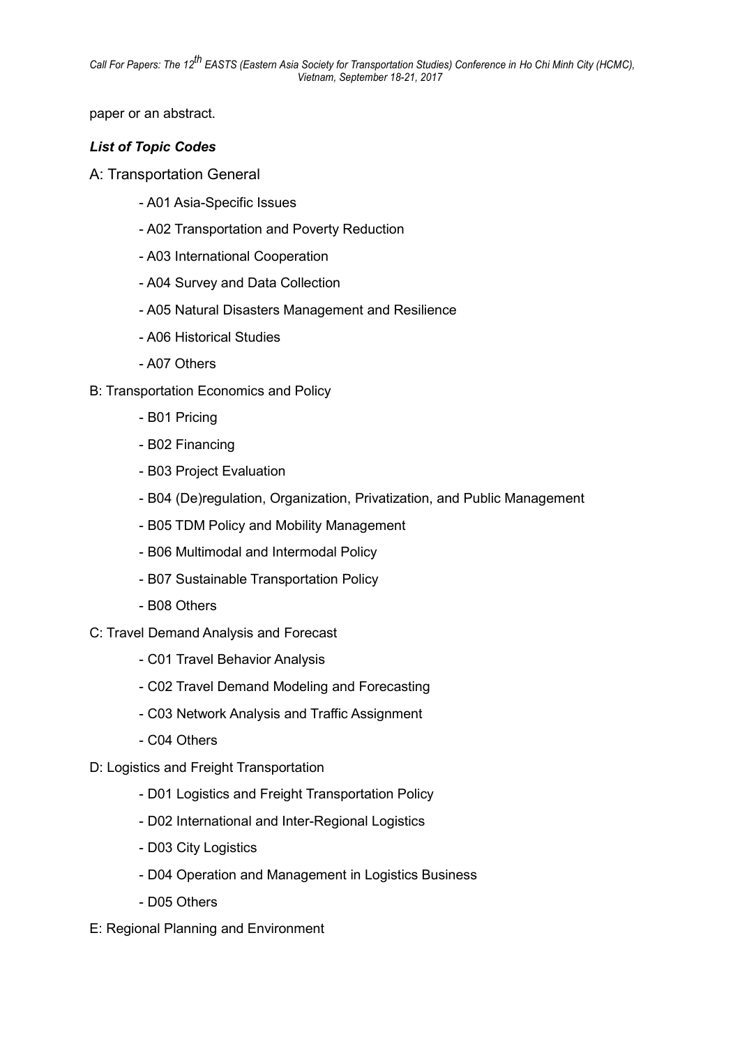paper or an abstract.

***List of Topic Codes***

A: Transportation General

- A01 Asia-Specific Issues
- A02 Transportation and Poverty Reduction
- A03 International Cooperation
- A04 Survey and Data Collection
- A05 Natural Disasters Management and Resilience
- A06 Historical Studies
- A07 Others

B: Transportation Economics and Policy

- B01 Pricing
- B02 Financing
- B03 Project Evaluation
- B04 (De)regulation, Organization, Privatization, and Public Management
- B05 TDM Policy and Mobility Management
- B06 Multimodal and Intermodal Policy
- B07 Sustainable Transportation Policy
- B08 Others

C: Travel Demand Analysis and Forecast

- C01 Travel Behavior Analysis
- C02 Travel Demand Modeling and Forecasting
- C03 Network Analysis and Traffic Assignment
- C04 Others

D: Logistics and Freight Transportation

- D01 Logistics and Freight Transportation Policy
- D02 International and Inter-Regional Logistics
- D03 City Logistics
- D04 Operation and Management in Logistics Business
- D05 Others

E: Regional Planning and Environment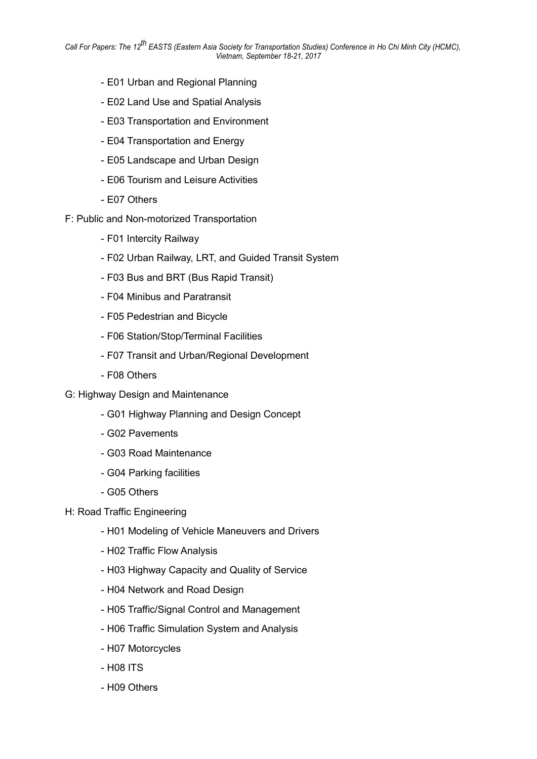- E01 Urban and Regional Planning
- E02 Land Use and Spatial Analysis
- E03 Transportation and Environment
- E04 Transportation and Energy
- E05 Landscape and Urban Design
- E06 Tourism and Leisure Activities
- E07 Others

F: Public and Non-motorized Transportation

- F01 Intercity Railway
- F02 Urban Railway, LRT, and Guided Transit System
- F03 Bus and BRT (Bus Rapid Transit)
- F04 Minibus and Paratransit
- F05 Pedestrian and Bicycle
- F06 Station/Stop/Terminal Facilities
- F07 Transit and Urban/Regional Development
- F08 Others

G: Highway Design and Maintenance

- G01 Highway Planning and Design Concept
- G02 Pavements
- G03 Road Maintenance
- G04 Parking facilities
- G05 Others

H: Road Traffic Engineering

- H01 Modeling of Vehicle Maneuvers and Drivers
- H02 Traffic Flow Analysis
- H03 Highway Capacity and Quality of Service
- H04 Network and Road Design
- H05 Traffic/Signal Control and Management
- H06 Traffic Simulation System and Analysis
- H07 Motorcycles
- H08 ITS
- H09 Others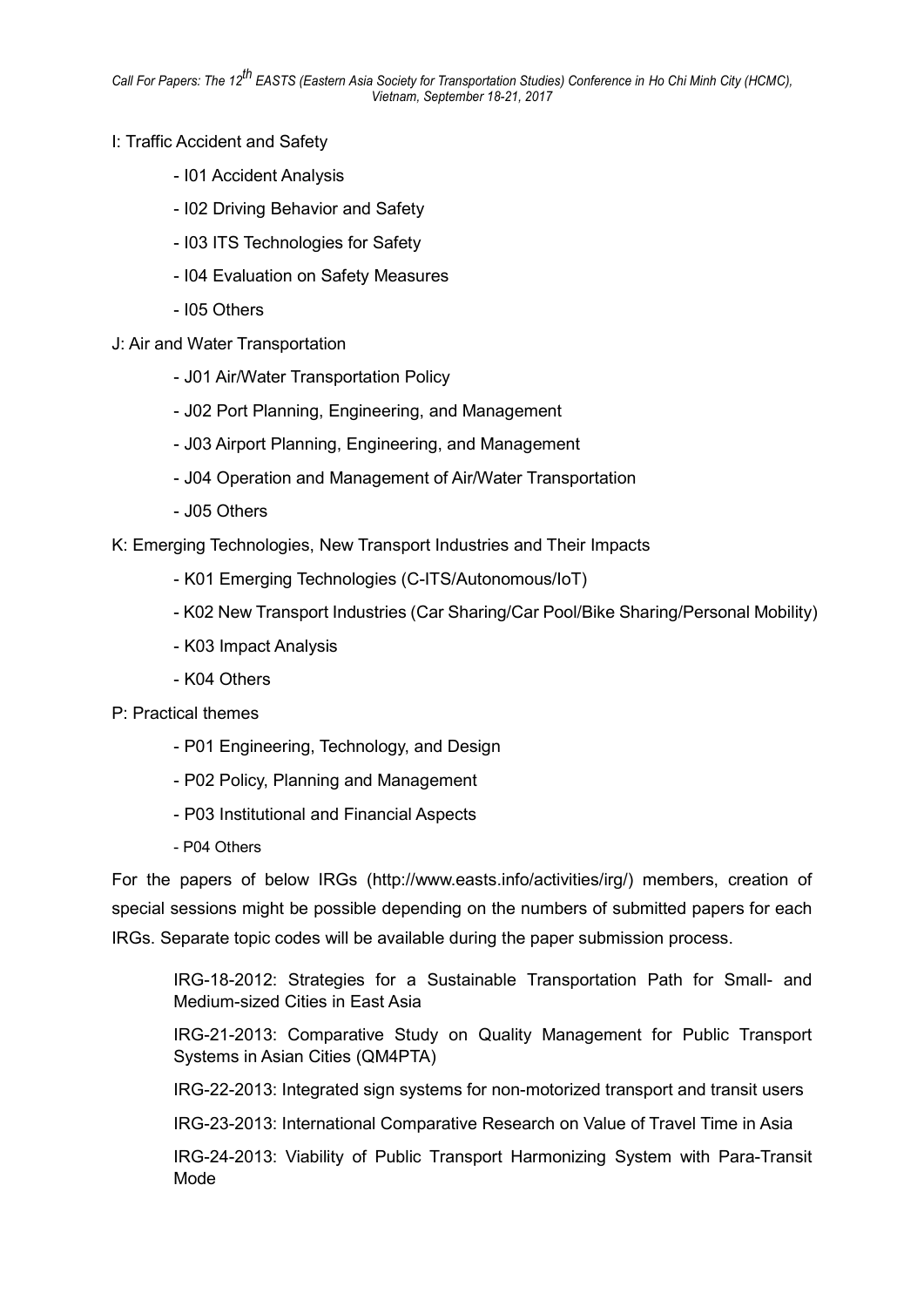I: Traffic Accident and Safety

- I01 Accident Analysis
- I02 Driving Behavior and Safety
- I03 ITS Technologies for Safety
- I04 Evaluation on Safety Measures
- I05 Others

J: Air and Water Transportation

- J01 Air/Water Transportation Policy
- J02 Port Planning, Engineering, and Management
- J03 Airport Planning, Engineering, and Management
- J04 Operation and Management of Air/Water Transportation
- J05 Others

K: Emerging Technologies, New Transport Industries and Their Impacts

- K01 Emerging Technologies (C-ITS/Autonomous/IoT)
- K02 New Transport Industries (Car Sharing/Car Pool/Bike Sharing/Personal Mobility)
- K03 Impact Analysis
- K04 Others

P: Practical themes

- P01 Engineering, Technology, and Design
- P02 Policy, Planning and Management
- P03 Institutional and Financial Aspects
- P04 Others

For the papers of below IRGs (http://www.easts.info/activities/irg/) members, creation of special sessions might be possible depending on the numbers of submitted papers for each IRGs. Separate topic codes will be available during the paper submission process.

IRG-18-2012: Strategies for a Sustainable Transportation Path for Small- and Medium-sized Cities in East Asia

IRG-21-2013: Comparative Study on Quality Management for Public Transport Systems in Asian Cities (QM4PTA)

IRG-22-2013: Integrated sign systems for non-motorized transport and transit users

IRG-23-2013: International Comparative Research on Value of Travel Time in Asia

IRG-24-2013: Viability of Public Transport Harmonizing System with Para-Transit Mode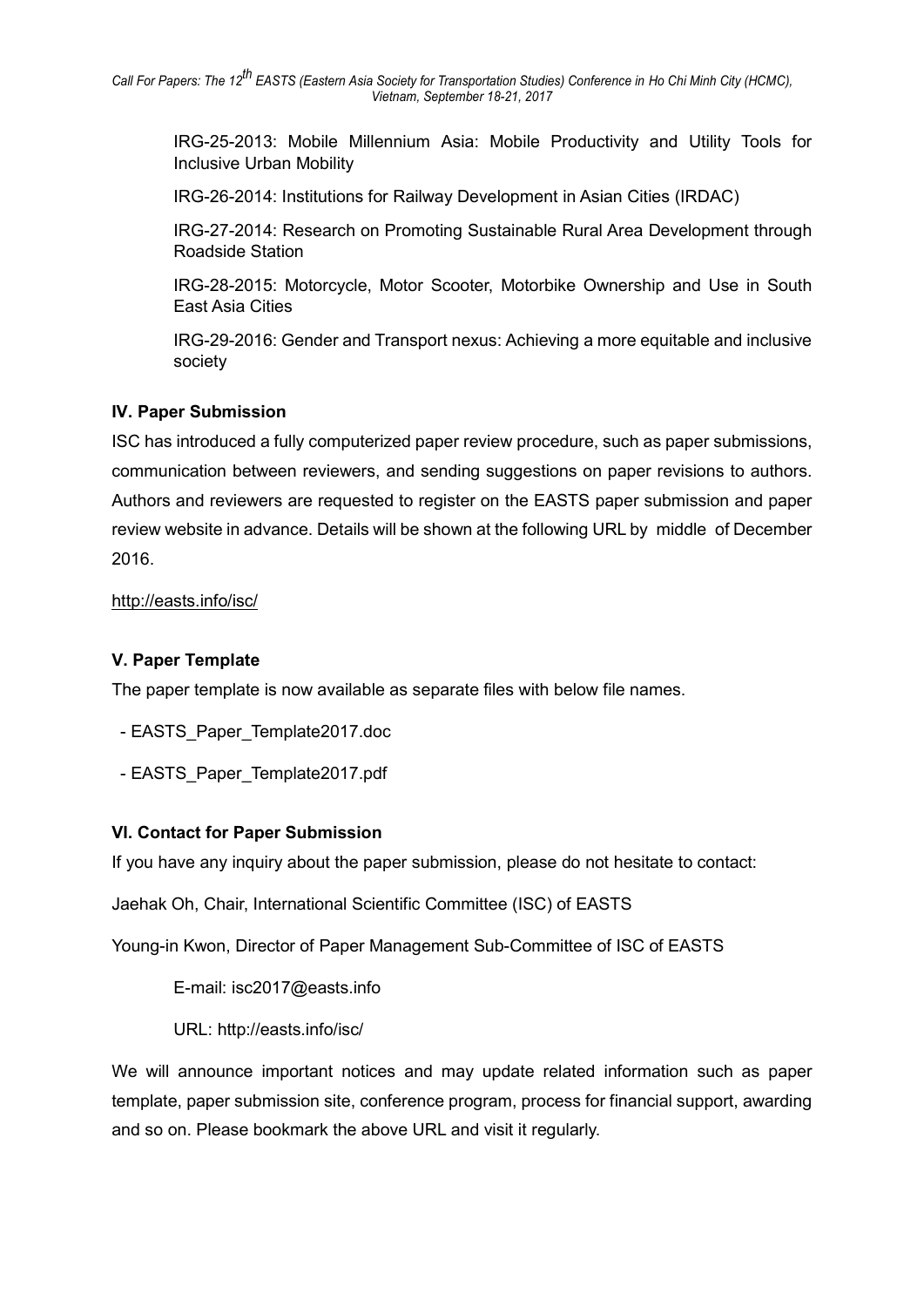IRG-25-2013: Mobile Millennium Asia: Mobile Productivity and Utility Tools for Inclusive Urban Mobility

IRG-26-2014: Institutions for Railway Development in Asian Cities (IRDAC)

IRG-27-2014: Research on Promoting Sustainable Rural Area Development through Roadside Station

IRG-28-2015: Motorcycle, Motor Scooter, Motorbike Ownership and Use in South East Asia Cities

IRG-29-2016: Gender and Transport nexus: Achieving a more equitable and inclusive society

**IV. Paper Submission**

ISC has introduced a fully computerized paper review procedure, such as paper submissions, communication between reviewers, and sending suggestions on paper revisions to authors. Authors and reviewers are requested to register on the EASTS paper submission and paper review website in advance. Details will be shown at the following URL by middle of December 2016.

http://easts.info/isc/

**V. Paper Template**

The paper template is now available as separate files with below file names.

- EASTS_Paper_Template2017.doc
- EASTS_Paper_Template2017.pdf

**VI. Contact for Paper Submission**

If you have any inquiry about the paper submission, please do not hesitate to contact:

Jaehak Oh, Chair, International Scientific Committee (ISC) of EASTS

Young-in Kwon, Director of Paper Management Sub-Committee of ISC of EASTS

E-mail: isc2017@easts.info

URL: http://easts.info/isc/

We will announce important notices and may update related information such as paper template, paper submission site, conference program, process for financial support, awarding and so on. Please bookmark the above URL and visit it regularly.